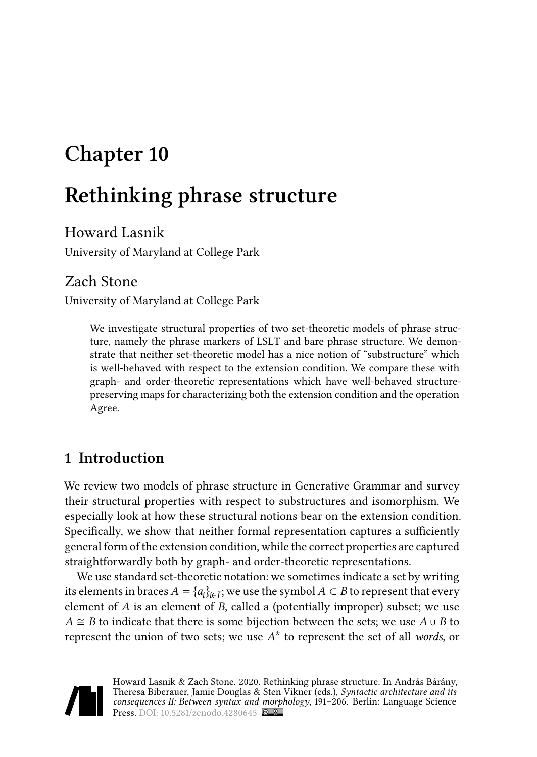# Chapter 10

# Rethinking phrase structure

Howard Lasnik

University of Maryland at College Park

Zach Stone

University of Maryland at College Park

> We investigate structural properties of two set-theoretic models of phrase structure, namely the phrase markers of LSLT and bare phrase structure. We demonstrate that neither set-theoretic model has a nice notion of "substructure" which is well-behaved with respect to the extension condition. We compare these with graph- and order-theoretic representations which have well-behaved structure-preserving maps for characterizing both the extension condition and the operation Agree.

## 1 Introduction

We review two models of phrase structure in Generative Grammar and survey their structural properties with respect to substructures and isomorphism. We especially look at how these structural notions bear on the extension condition. Specifically, we show that neither formal representation captures a sufficiently general form of the extension condition, while the correct properties are captured straightforwardly both by graph- and order-theoretic representations.

We use standard set-theoretic notation: we sometimes indicate a set by writing its elements in braces $A = \{a_i\}_{i \in I}$; we use the symbol $A \subset B$ to represent that every element of $A$ is an element of $B$, called a (potentially improper) subset; we use $A \cong B$ to indicate that there is some bijection between the sets; we use $A \cup B$ to represent the union of two sets; we use $A^*$ to represent the set of all *words*, or

Howard Lasnik & Zach Stone. 2020. Rethinking phrase structure. In András Bárány, Theresa Biberauer, Jamie Douglas & Sten Vikner (eds.), *Syntactic architecture and its consequences II: Between syntax and morphology*, 191–206. Berlin: Language Science Press. DOI: 10.5281/zenodo.4280645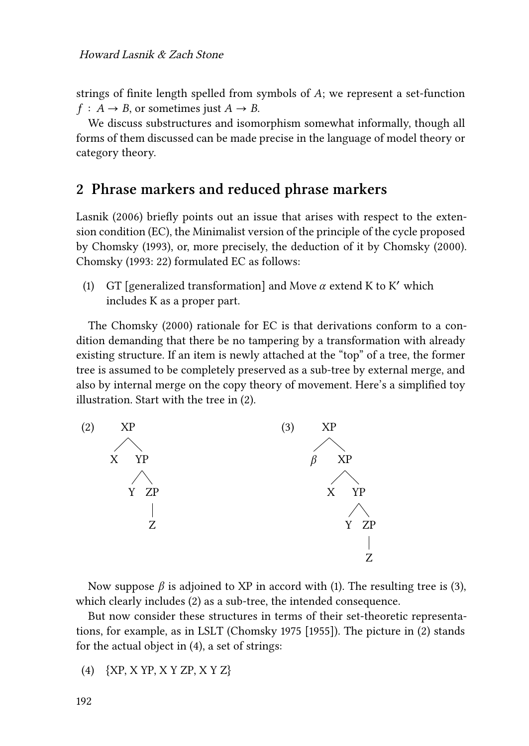strings of finite length spelled from symbols of $A$; we represent a set-function $f : A \rightarrow B$, or sometimes just $A \rightarrow B$.

We discuss substructures and isomorphism somewhat informally, though all forms of them discussed can be made precise in the language of model theory or category theory.

## 2 Phrase markers and reduced phrase markers

Lasnik (2006) briefly points out an issue that arises with respect to the extension condition (EC), the Minimalist version of the principle of the cycle proposed by Chomsky (1993), or, more precisely, the deduction of it by Chomsky (2000). Chomsky (1993: 22) formulated EC as follows:

(1) GT [generalized transformation] and Move $\alpha$ extend K to K′ which includes K as a proper part.

The Chomsky (2000) rationale for EC is that derivations conform to a condition demanding that there be no tampering by a transformation with already existing structure. If an item is newly attached at the "top" of a tree, the former tree is assumed to be completely preserved as a sub-tree by external merge, and also by internal merge on the copy theory of movement. Here's a simplified toy illustration. Start with the tree in (2).

(2)
```
  XP
 /  \
X    YP
    /  \
   Y    ZP
        |
        Z
```

(3)
```
  XP
 /  \
β    XP
    /  \
   X    YP
       /  \
      Y    ZP
           |
           Z
```

Now suppose $\beta$ is adjoined to XP in accord with (1). The resulting tree is (3), which clearly includes (2) as a sub-tree, the intended consequence.

But now consider these structures in terms of their set-theoretic representations, for example, as in LSLT (Chomsky 1975 [1955]). The picture in (2) stands for the actual object in (4), a set of strings:

(4) {XP, X YP, X Y ZP, X Y Z}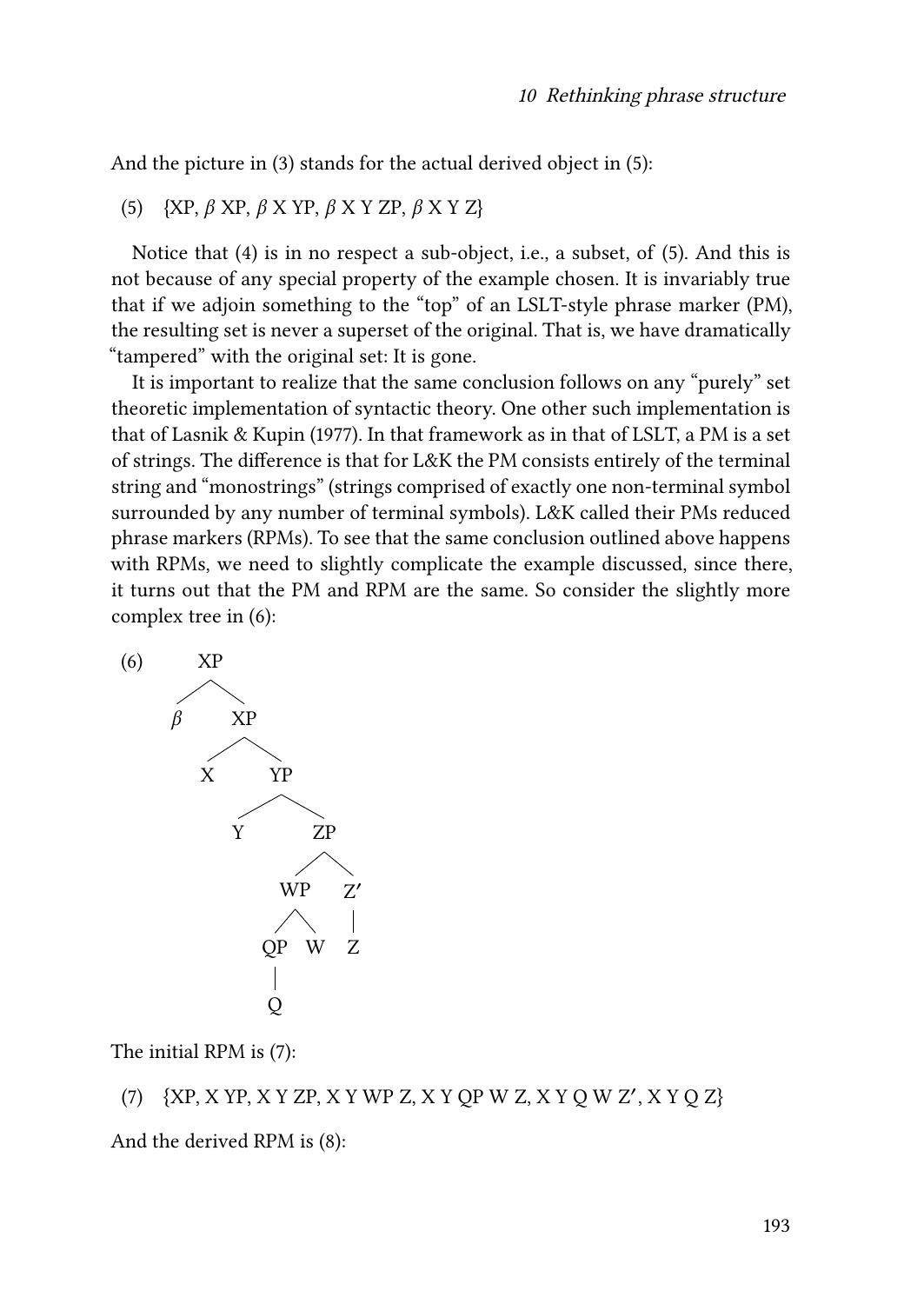And the picture in (3) stands for the actual derived object in (5):

(5) {XP, $\beta$ XP, $\beta$ X YP, $\beta$ X Y ZP, $\beta$ X Y Z}

Notice that (4) is in no respect a sub-object, i.e., a subset, of (5). And this is not because of any special property of the example chosen. It is invariably true that if we adjoin something to the "top" of an LSLT-style phrase marker (PM), the resulting set is never a superset of the original. That is, we have dramatically "tampered" with the original set: It is gone.

It is important to realize that the same conclusion follows on any "purely" set theoretic implementation of syntactic theory. One other such implementation is that of Lasnik & Kupin (1977). In that framework as in that of LSLT, a PM is a set of strings. The difference is that for L&K the PM consists entirely of the terminal string and "monostrings" (strings comprised of exactly one non-terminal symbol surrounded by any number of terminal symbols). L&K called their PMs reduced phrase markers (RPMs). To see that the same conclusion outlined above happens with RPMs, we need to slightly complicate the example discussed, since there, it turns out that the PM and RPM are the same. So consider the slightly more complex tree in (6):

```
(6)     XP
       /  \
      β    XP
          /  \
         X    YP
             /  \
            Y    ZP
                /  \
              WP    Z′
             /  \    |
           QP    W   Z
            |
            Q
```

The initial RPM is (7):

(7) {XP, X YP, X Y ZP, X Y WP Z, X Y QP W Z, X Y Q W Z′, X Y Q Z}

And the derived RPM is (8):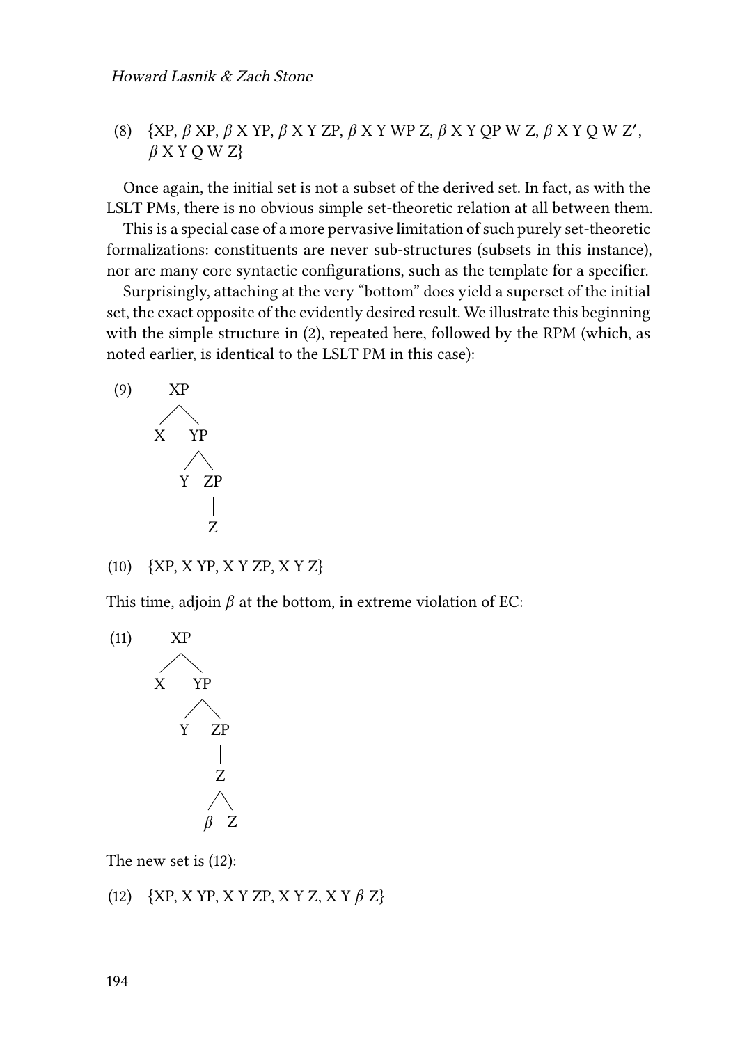(8) {XP, $\beta$ XP, $\beta$ X YP, $\beta$ X Y ZP, $\beta$ X Y WP Z, $\beta$ X Y QP W Z, $\beta$ X Y Q W Z′, $\beta$ X Y Q W Z}

Once again, the initial set is not a subset of the derived set. In fact, as with the LSLT PMs, there is no obvious simple set-theoretic relation at all between them.

This is a special case of a more pervasive limitation of such purely set-theoretic formalizations: constituents are never sub-structures (subsets in this instance), nor are many core syntactic configurations, such as the template for a specifier.

Surprisingly, attaching at the very "bottom" does yield a superset of the initial set, the exact opposite of the evidently desired result. We illustrate this beginning with the simple structure in (2), repeated here, followed by the RPM (which, as noted earlier, is identical to the LSLT PM in this case):

(9)
```
XP
├── X
└── YP
    ├── Y
    └── ZP
        └── Z
```

(10) {XP, X YP, X Y ZP, X Y Z}

This time, adjoin $\beta$ at the bottom, in extreme violation of EC:

(11)
```
XP
├── X
└── YP
    ├── Y
    └── ZP
        └── Z
            ├── β
            └── Z
```

The new set is (12):

(12) {XP, X YP, X Y ZP, X Y Z, X Y $\beta$ Z}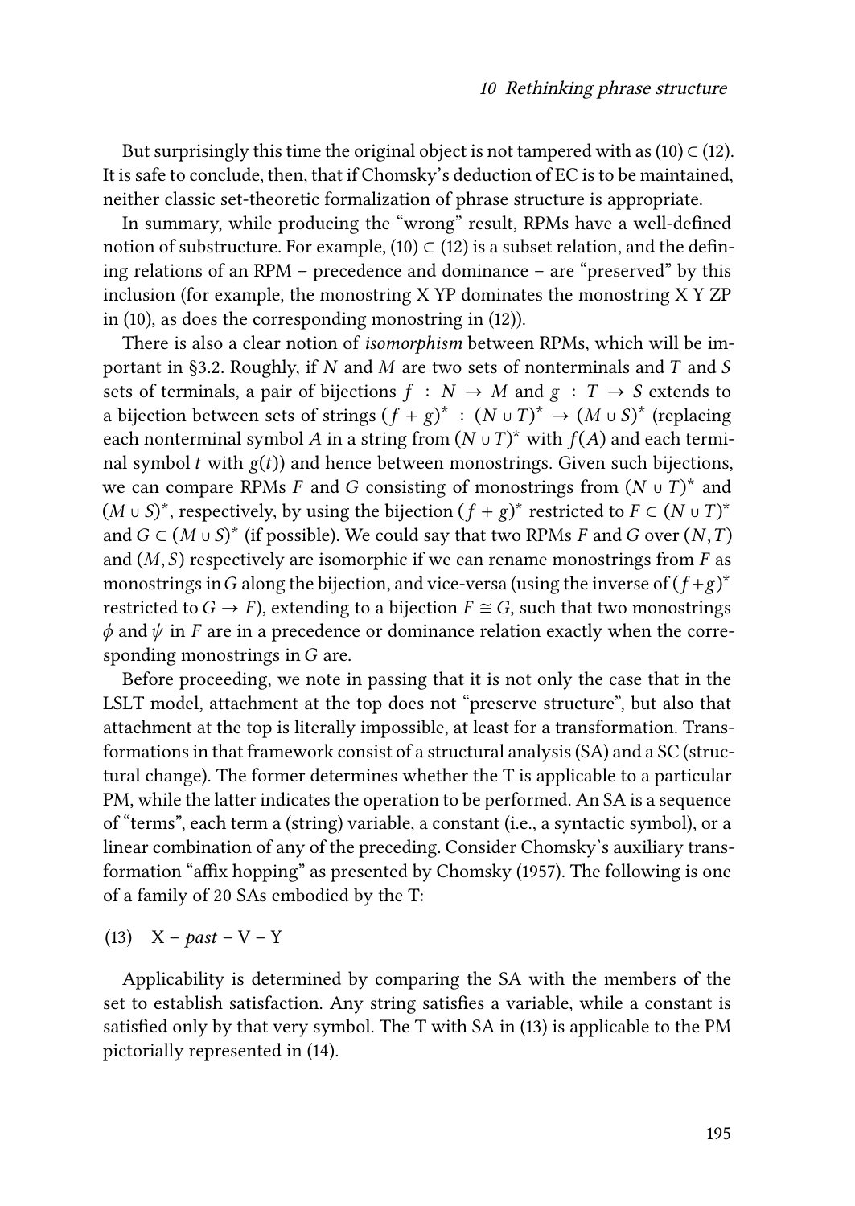But surprisingly this time the original object is not tampered with as (10) ⊂ (12). It is safe to conclude, then, that if Chomsky's deduction of EC is to be maintained, neither classic set-theoretic formalization of phrase structure is appropriate.

In summary, while producing the "wrong" result, RPMs have a well-defined notion of substructure. For example, (10) ⊂ (12) is a subset relation, and the defining relations of an RPM – precedence and dominance – are "preserved" by this inclusion (for example, the monostring X YP dominates the monostring X Y ZP in (10), as does the corresponding monostring in (12)).

There is also a clear notion of *isomorphism* between RPMs, which will be important in §3.2. Roughly, if $N$ and $M$ are two sets of nonterminals and $T$ and $S$ sets of terminals, a pair of bijections $f : N \to M$ and $g : T \to S$ extends to a bijection between sets of strings $(f + g)^* : (N \cup T)^* \to (M \cup S)^*$ (replacing each nonterminal symbol $A$ in a string from $(N \cup T)^*$ with $f(A)$ and each terminal symbol $t$ with $g(t)$) and hence between monostrings. Given such bijections, we can compare RPMs $F$ and $G$ consisting of monostrings from $(N \cup T)^*$ and $(M \cup S)^*$, respectively, by using the bijection $(f + g)^*$ restricted to $F \subset (N \cup T)^*$ and $G \subset (M \cup S)^*$ (if possible). We could say that two RPMs $F$ and $G$ over $(N, T)$ and $(M, S)$ respectively are isomorphic if we can rename monostrings from $F$ as monostrings in $G$ along the bijection, and vice-versa (using the inverse of $(f+g)^*$ restricted to $G \to F$), extending to a bijection $F \cong G$, such that two monostrings $\phi$ and $\psi$ in $F$ are in a precedence or dominance relation exactly when the corresponding monostrings in $G$ are.

Before proceeding, we note in passing that it is not only the case that in the LSLT model, attachment at the top does not "preserve structure", but also that attachment at the top is literally impossible, at least for a transformation. Transformations in that framework consist of a structural analysis (SA) and a SC (structural change). The former determines whether the T is applicable to a particular PM, while the latter indicates the operation to be performed. An SA is a sequence of "terms", each term a (string) variable, a constant (i.e., a syntactic symbol), or a linear combination of any of the preceding. Consider Chomsky's auxiliary transformation "affix hopping" as presented by Chomsky (1957). The following is one of a family of 20 SAs embodied by the T:

(13) X – *past* – V – Y

Applicability is determined by comparing the SA with the members of the set to establish satisfaction. Any string satisfies a variable, while a constant is satisfied only by that very symbol. The T with SA in (13) is applicable to the PM pictorially represented in (14).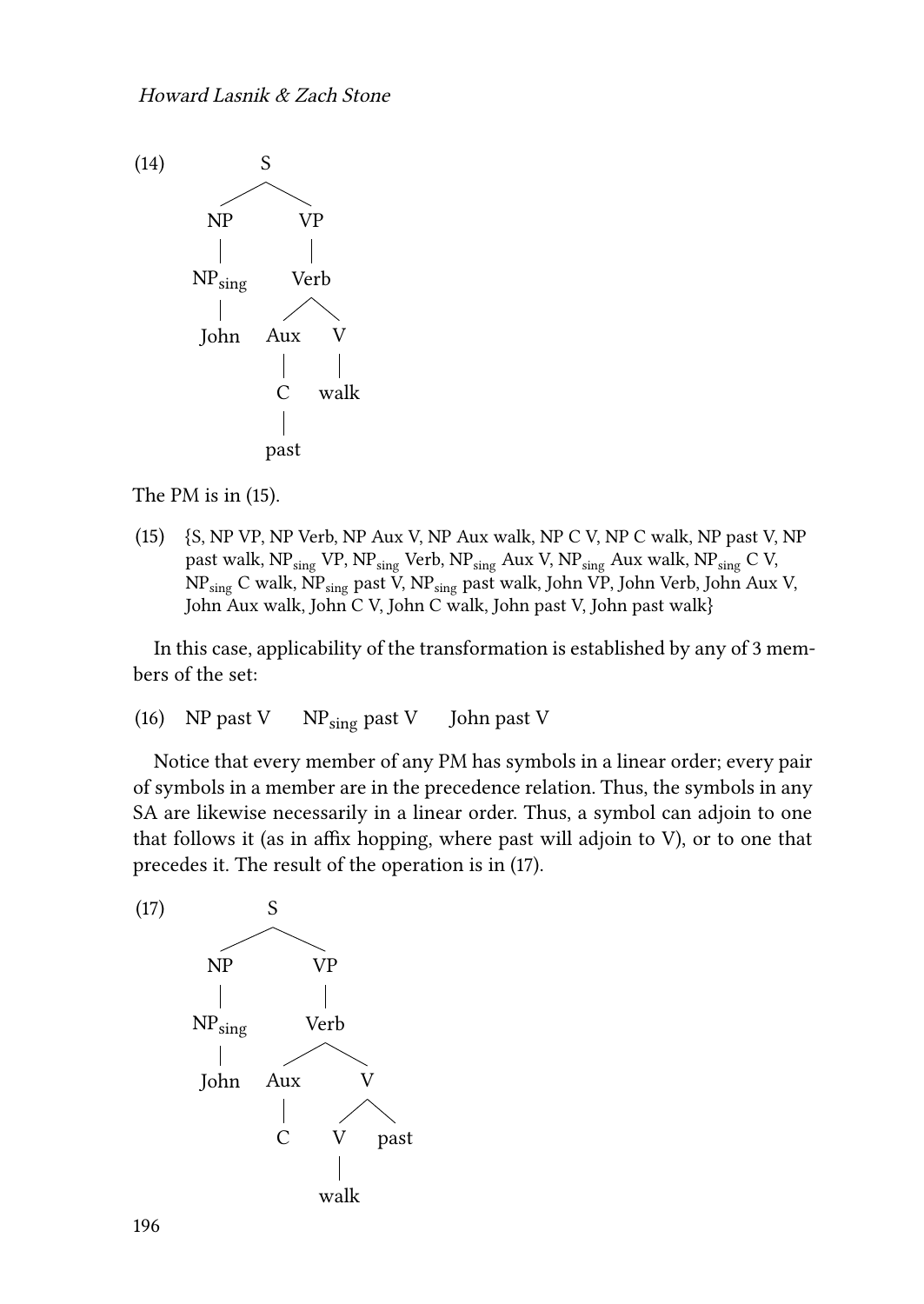(14)

```
            S
         /     \
       NP       VP
       |        |
     NP_sing   Verb
       |       /   \
     John    Aux    V
              |     |
              C    walk
              |
             past
```

The PM is in (15).

(15) {S, NP VP, NP Verb, NP Aux V, NP Aux walk, NP C V, NP C walk, NP past V, NP past walk, $NP_{sing}$ VP, $NP_{sing}$ Verb, $NP_{sing}$ Aux V, $NP_{sing}$ Aux walk, $NP_{sing}$ C V, $NP_{sing}$ C walk, $NP_{sing}$ past V, $NP_{sing}$ past walk, John VP, John Verb, John Aux V, John Aux walk, John C V, John C walk, John past V, John past walk}

In this case, applicability of the transformation is established by any of 3 members of the set:

(16) NP past V   $NP_{sing}$ past V   John past V

Notice that every member of any PM has symbols in a linear order; every pair of symbols in a member are in the precedence relation. Thus, the symbols in any SA are likewise necessarily in a linear order. Thus, a symbol can adjoin to one that follows it (as in affix hopping, where past will adjoin to V), or to one that precedes it. The result of the operation is in (17).

(17)

```
            S
         /     \
       NP       VP
       |        |
     NP_sing   Verb
       |       /   \
     John    Aux    V
              |    /  \
              C   V   past
                  |
                 walk
```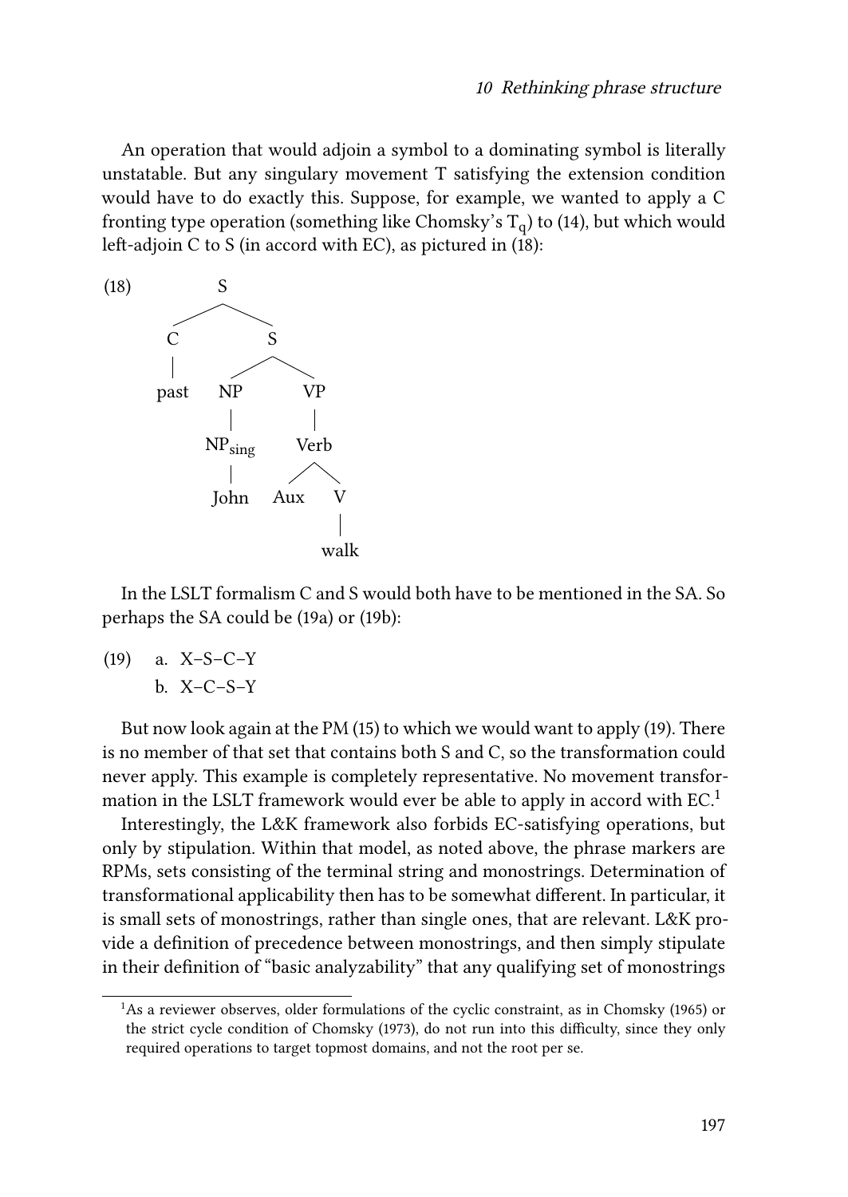An operation that would adjoin a symbol to a dominating symbol is literally unstatable. But any singulary movement T satisfying the extension condition would have to do exactly this. Suppose, for example, we wanted to apply a C fronting type operation (something like Chomsky's $T_q$) to (14), but which would left-adjoin C to S (in accord with EC), as pictured in (18):

```
(18)        S
          /   \
         C     S
         |    /  \
       past  NP    VP
             |     |
          NP_sing  Verb
             |     /  \
           John  Aux   V
                       |
                      walk
```

In the LSLT formalism C and S would both have to be mentioned in the SA. So perhaps the SA could be (19a) or (19b):

(19) a. X–S–C–Y
     b. X–C–S–Y

But now look again at the PM (15) to which we would want to apply (19). There is no member of that set that contains both S and C, so the transformation could never apply. This example is completely representative. No movement transformation in the LSLT framework would ever be able to apply in accord with EC.[1]

Interestingly, the L&K framework also forbids EC-satisfying operations, but only by stipulation. Within that model, as noted above, the phrase markers are RPMs, sets consisting of the terminal string and monostrings. Determination of transformational applicability then has to be somewhat different. In particular, it is small sets of monostrings, rather than single ones, that are relevant. L&K provide a definition of precedence between monostrings, and then simply stipulate in their definition of "basic analyzability" that any qualifying set of monostrings

[1] As a reviewer observes, older formulations of the cyclic constraint, as in Chomsky (1965) or the strict cycle condition of Chomsky (1973), do not run into this difficulty, since they only required operations to target topmost domains, and not the root per se.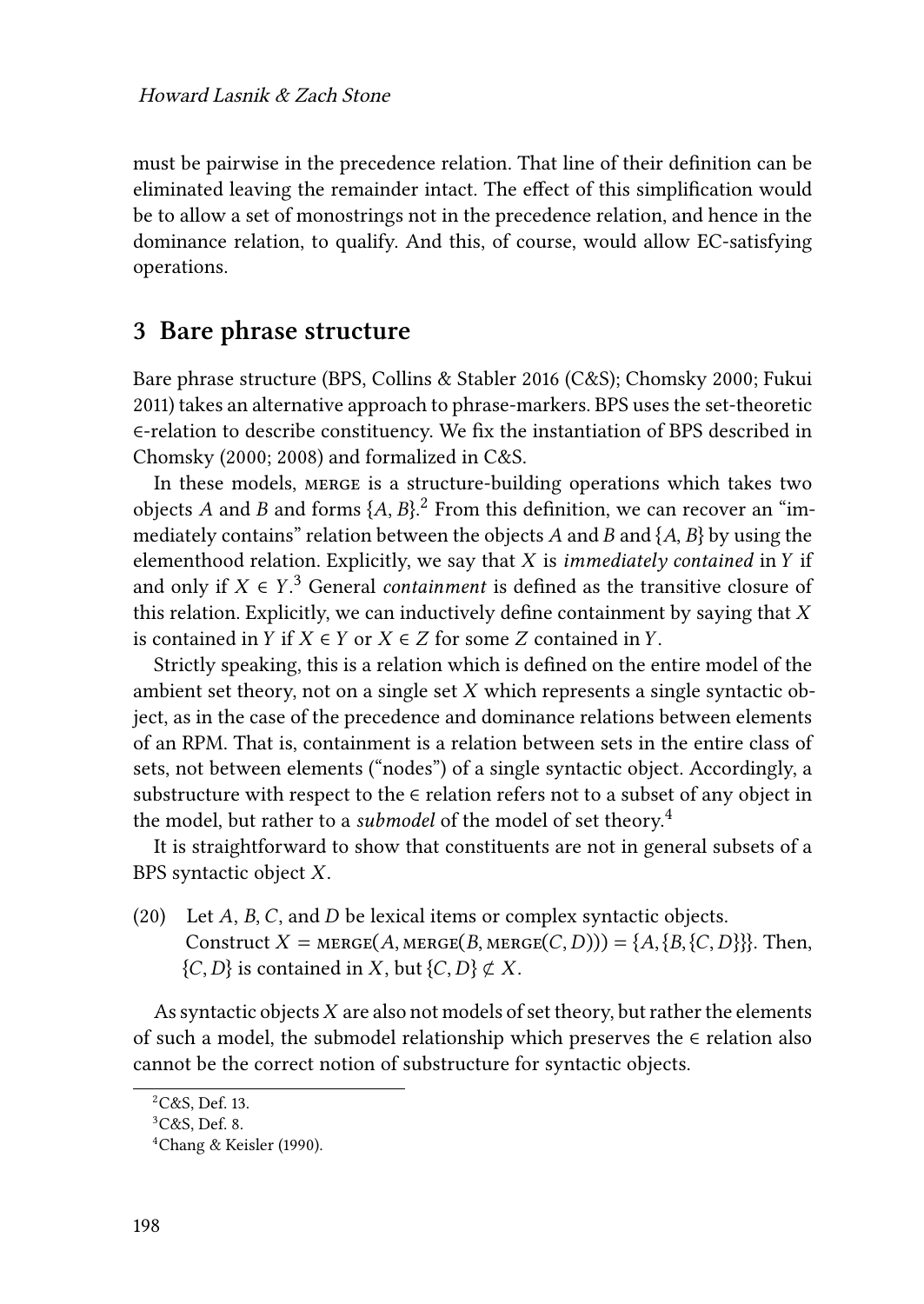must be pairwise in the precedence relation. That line of their definition can be eliminated leaving the remainder intact. The effect of this simplification would be to allow a set of monostrings not in the precedence relation, and hence in the dominance relation, to qualify. And this, of course, would allow EC-satisfying operations.

## 3 Bare phrase structure

Bare phrase structure (BPS, Collins & Stabler 2016 (C&S); Chomsky 2000; Fukui 2011) takes an alternative approach to phrase-markers. BPS uses the set-theoretic $\in$-relation to describe constituency. We fix the instantiation of BPS described in Chomsky (2000; 2008) and formalized in C&S.

In these models, MERGE is a structure-building operations which takes two objects $A$ and $B$ and forms $\{A, B\}$.[2] From this definition, we can recover an "immediately contains" relation between the objects $A$ and $B$ and $\{A, B\}$ by using the elementhood relation. Explicitly, we say that $X$ is *immediately contained* in $Y$ if and only if $X \in Y$.[3] General *containment* is defined as the transitive closure of this relation. Explicitly, we can inductively define containment by saying that $X$ is contained in $Y$ if $X \in Y$ or $X \in Z$ for some $Z$ contained in $Y$.

Strictly speaking, this is a relation which is defined on the entire model of the ambient set theory, not on a single set $X$ which represents a single syntactic object, as in the case of the precedence and dominance relations between elements of an RPM. That is, containment is a relation between sets in the entire class of sets, not between elements ("nodes") of a single syntactic object. Accordingly, a substructure with respect to the $\in$ relation refers not to a subset of any object in the model, but rather to a *submodel* of the model of set theory.[4]

It is straightforward to show that constituents are not in general subsets of a BPS syntactic object $X$.

(20) Let $A$, $B$, $C$, and $D$ be lexical items or complex syntactic objects. Construct $X = \text{MERGE}(A, \text{MERGE}(B, \text{MERGE}(C, D))) = \{A, \{B, \{C, D\}\}\}$. Then, $\{C, D\}$ is contained in $X$, but $\{C, D\} \not\subset X$.

As syntactic objects $X$ are also not models of set theory, but rather the elements of such a model, the submodel relationship which preserves the $\in$ relation also cannot be the correct notion of substructure for syntactic objects.

[2] C&S, Def. 13.

[3] C&S, Def. 8.

[4] Chang & Keisler (1990).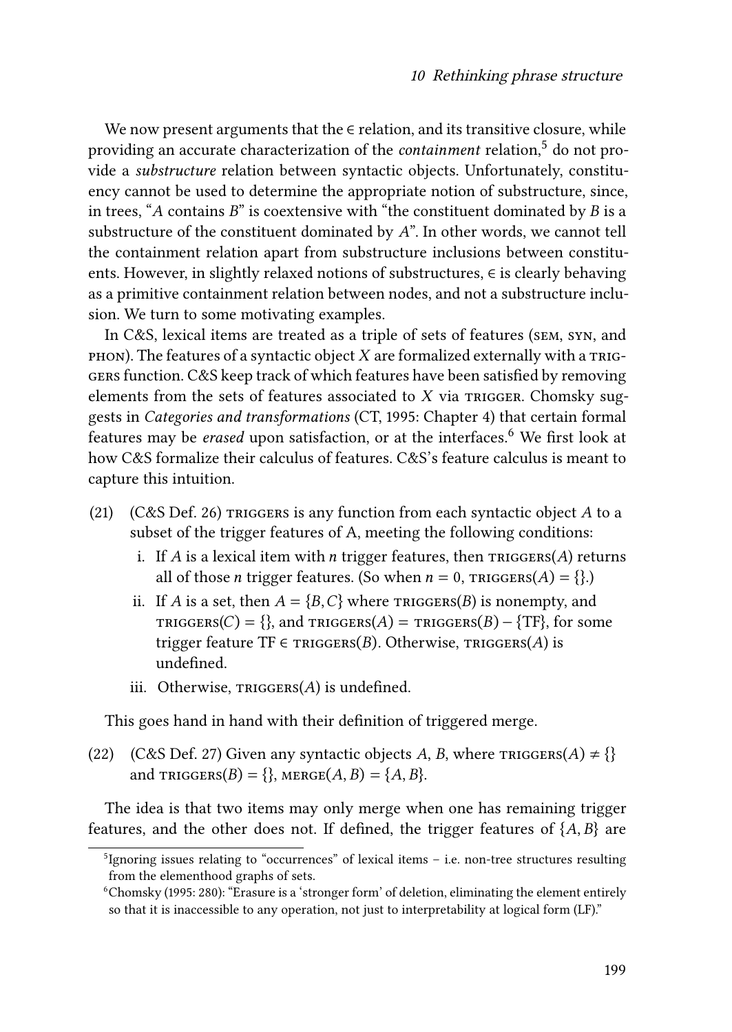We now present arguments that the $\in$ relation, and its transitive closure, while providing an accurate characterization of the *containment* relation,[5] do not provide a *substructure* relation between syntactic objects. Unfortunately, constituency cannot be used to determine the appropriate notion of substructure, since, in trees, "$A$ contains $B$" is coextensive with "the constituent dominated by $B$ is a substructure of the constituent dominated by $A$". In other words, we cannot tell the containment relation apart from substructure inclusions between constituents. However, in slightly relaxed notions of substructures, $\in$ is clearly behaving as a primitive containment relation between nodes, and not a substructure inclusion. We turn to some motivating examples.

In C&S, lexical items are treated as a triple of sets of features (SEM, SYN, and PHON). The features of a syntactic object $X$ are formalized externally with a TRIGGERS function. C&S keep track of which features have been satisfied by removing elements from the sets of features associated to $X$ via TRIGGER. Chomsky suggests in *Categories and transformations* (CT, 1995: Chapter 4) that certain formal features may be *erased* upon satisfaction, or at the interfaces.[6] We first look at how C&S formalize their calculus of features. C&S's feature calculus is meant to capture this intuition.

(21) (C&S Def. 26) TRIGGERS is any function from each syntactic object $A$ to a subset of the trigger features of A, meeting the following conditions:

i. If $A$ is a lexical item with $n$ trigger features, then TRIGGERS($A$) returns all of those $n$ trigger features. (So when $n = 0$, TRIGGERS($A$) = {}.)

ii. If $A$ is a set, then $A = \{B, C\}$ where TRIGGERS($B$) is nonempty, and TRIGGERS($C$) = {}, and TRIGGERS($A$) = TRIGGERS($B$) − {TF}, for some trigger feature TF $\in$ TRIGGERS($B$). Otherwise, TRIGGERS($A$) is undefined.

iii. Otherwise, TRIGGERS($A$) is undefined.

This goes hand in hand with their definition of triggered merge.

(22) (C&S Def. 27) Given any syntactic objects $A$, $B$, where TRIGGERS($A$) $\neq$ {} and TRIGGERS($B$) = {}, MERGE($A$, $B$) = $\{A, B\}$.

The idea is that two items may only merge when one has remaining trigger features, and the other does not. If defined, the trigger features of $\{A, B\}$ are

[5] Ignoring issues relating to "occurrences" of lexical items – i.e. non-tree structures resulting from the elementhood graphs of sets.

[6] Chomsky (1995: 280): "Erasure is a 'stronger form' of deletion, eliminating the element entirely so that it is inaccessible to any operation, not just to interpretability at logical form (LF)."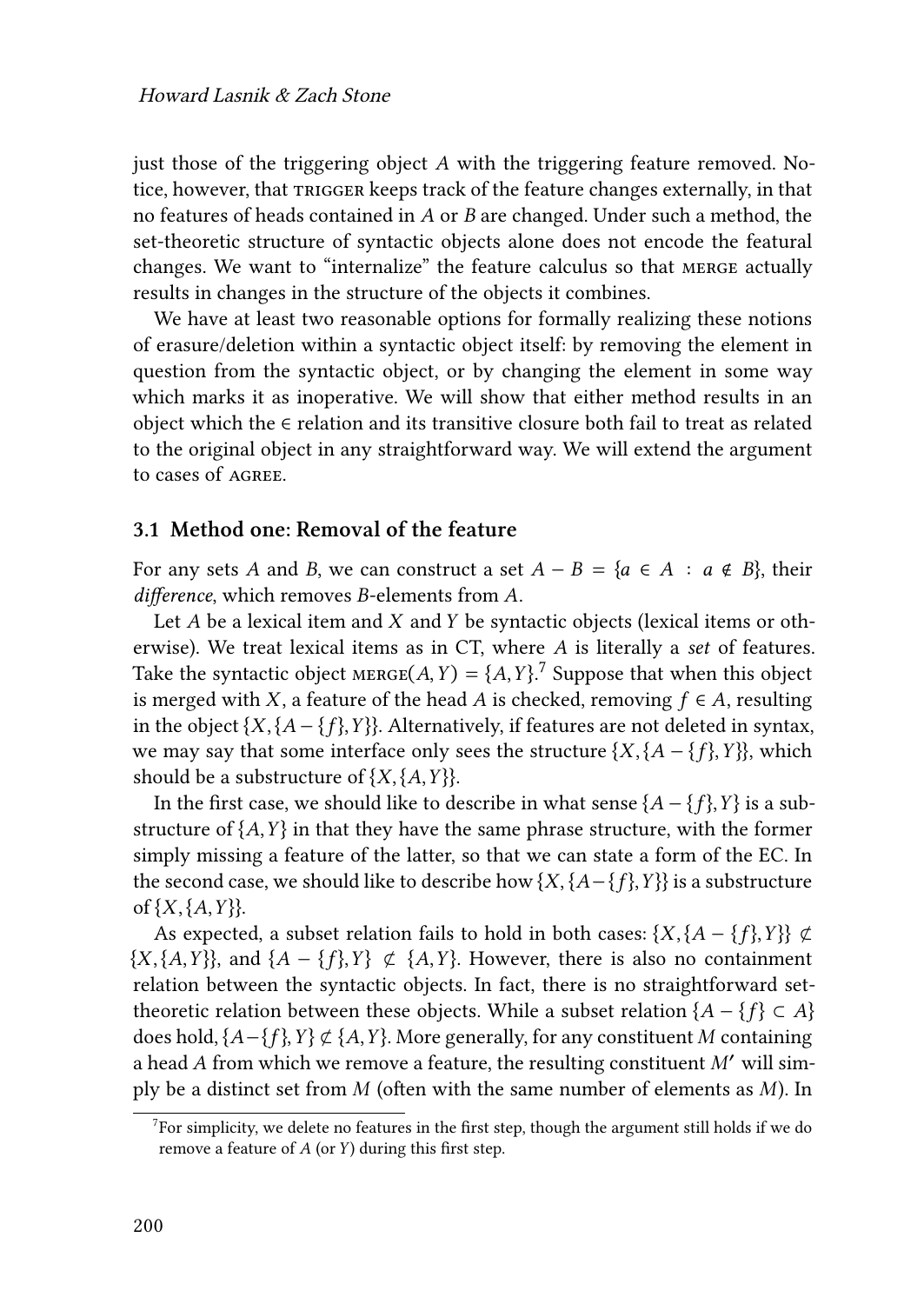just those of the triggering object $A$ with the triggering feature removed. Notice, however, that TRIGGER keeps track of the feature changes externally, in that no features of heads contained in $A$ or $B$ are changed. Under such a method, the set-theoretic structure of syntactic objects alone does not encode the featural changes. We want to "internalize" the feature calculus so that MERGE actually results in changes in the structure of the objects it combines.

We have at least two reasonable options for formally realizing these notions of erasure/deletion within a syntactic object itself: by removing the element in question from the syntactic object, or by changing the element in some way which marks it as inoperative. We will show that either method results in an object which the $\in$ relation and its transitive closure both fail to treat as related to the original object in any straightforward way. We will extend the argument to cases of AGREE.

### 3.1 Method one: Removal of the feature

For any sets $A$ and $B$, we can construct a set $A - B = \{a \in A : a \notin B\}$, their *difference*, which removes $B$-elements from $A$.

Let $A$ be a lexical item and $X$ and $Y$ be syntactic objects (lexical items or otherwise). We treat lexical items as in CT, where $A$ is literally a *set* of features. Take the syntactic object $\text{MERGE}(A, Y) = \{A, Y\}$.[7] Suppose that when this object is merged with $X$, a feature of the head $A$ is checked, removing $f \in A$, resulting in the object $\{X, \{A - \{f\}, Y\}\}$. Alternatively, if features are not deleted in syntax, we may say that some interface only sees the structure $\{X, \{A - \{f\}, Y\}\}$, which should be a substructure of $\{X, \{A, Y\}\}$.

In the first case, we should like to describe in what sense $\{A - \{f\}, Y\}$ is a substructure of $\{A, Y\}$ in that they have the same phrase structure, with the former simply missing a feature of the latter, so that we can state a form of the EC. In the second case, we should like to describe how $\{X, \{A - \{f\}, Y\}\}$ is a substructure of $\{X, \{A, Y\}\}$.

As expected, a subset relation fails to hold in both cases: $\{X, \{A - \{f\}, Y\}\} \not\subset \{X, \{A, Y\}\}$, and $\{A - \{f\}, Y\} \not\subset \{A, Y\}$. However, there is also no containment relation between the syntactic objects. In fact, there is no straightforward set-theoretic relation between these objects. While a subset relation $\{A - \{f\} \subset A\}$ does hold, $\{A - \{f\}, Y\} \not\subset \{A, Y\}$. More generally, for any constituent $M$ containing a head $A$ from which we remove a feature, the resulting constituent $M'$ will simply be a distinct set from $M$ (often with the same number of elements as $M$). In

[7] For simplicity, we delete no features in the first step, though the argument still holds if we do remove a feature of $A$ (or $Y$) during this first step.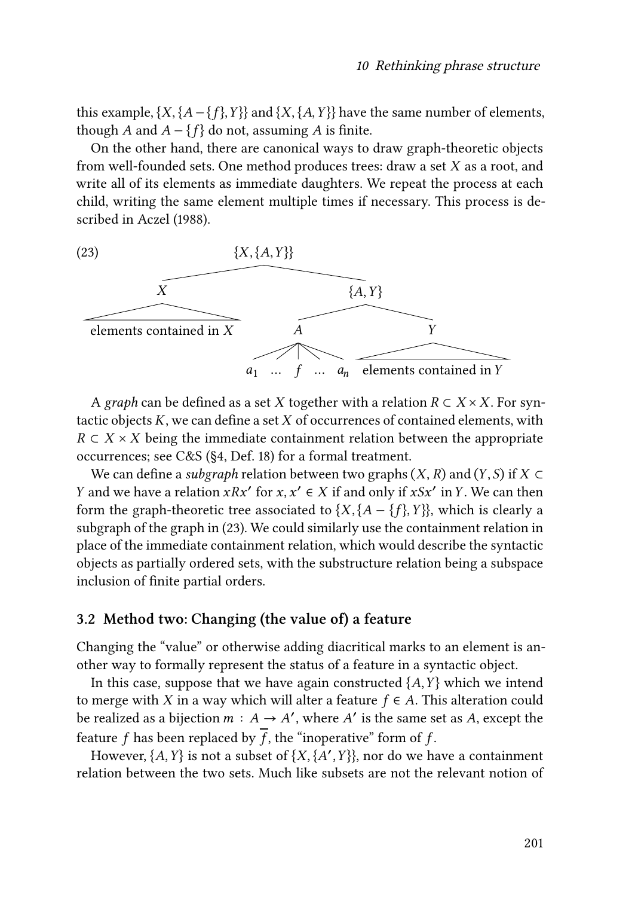this example, $\{X, \{A - \{f\}, Y\}\}$ and $\{X, \{A, Y\}\}$ have the same number of elements, though $A$ and $A - \{f\}$ do not, assuming $A$ is finite.

On the other hand, there are canonical ways to draw graph-theoretic objects from well-founded sets. One method produces trees: draw a set $X$ as a root, and write all of its elements as immediate daughters. We repeat the process at each child, writing the same element multiple times if necessary. This process is described in Aczel (1988).

(23)

```
                 {X,{A,Y}}
          _______/        \_______
         X                        {A,Y}
   _____/ \_____              ____/   \____
elements contained in X      A             Y
                          / / | \ \       /  \
                        a_1 ... f ... a_n  elements contained in Y
```

A *graph* can be defined as a set $X$ together with a relation $R \subset X \times X$. For syntactic objects $K$, we can define a set $X$ of occurrences of contained elements, with $R \subset X \times X$ being the immediate containment relation between the appropriate occurrences; see C&S (§4, Def. 18) for a formal treatment.

We can define a *subgraph* relation between two graphs $(X, R)$ and $(Y, S)$ if $X \subset Y$ and we have a relation $xRx'$ for $x, x' \in X$ if and only if $xSx'$ in $Y$. We can then form the graph-theoretic tree associated to $\{X, \{A - \{f\}, Y\}\}$, which is clearly a subgraph of the graph in (23). We could similarly use the containment relation in place of the immediate containment relation, which would describe the syntactic objects as partially ordered sets, with the substructure relation being a subspace inclusion of finite partial orders.

### 3.2 Method two: Changing (the value of) a feature

Changing the "value" or otherwise adding diacritical marks to an element is another way to formally represent the status of a feature in a syntactic object.

In this case, suppose that we have again constructed $\{A, Y\}$ which we intend to merge with $X$ in a way which will alter a feature $f \in A$. This alteration could be realized as a bijection $m : A \to A'$, where $A'$ is the same set as $A$, except the feature $f$ has been replaced by $\overline{f}$, the "inoperative" form of $f$.

However, $\{A, Y\}$ is not a subset of $\{X, \{A', Y\}\}$, nor do we have a containment relation between the two sets. Much like subsets are not the relevant notion of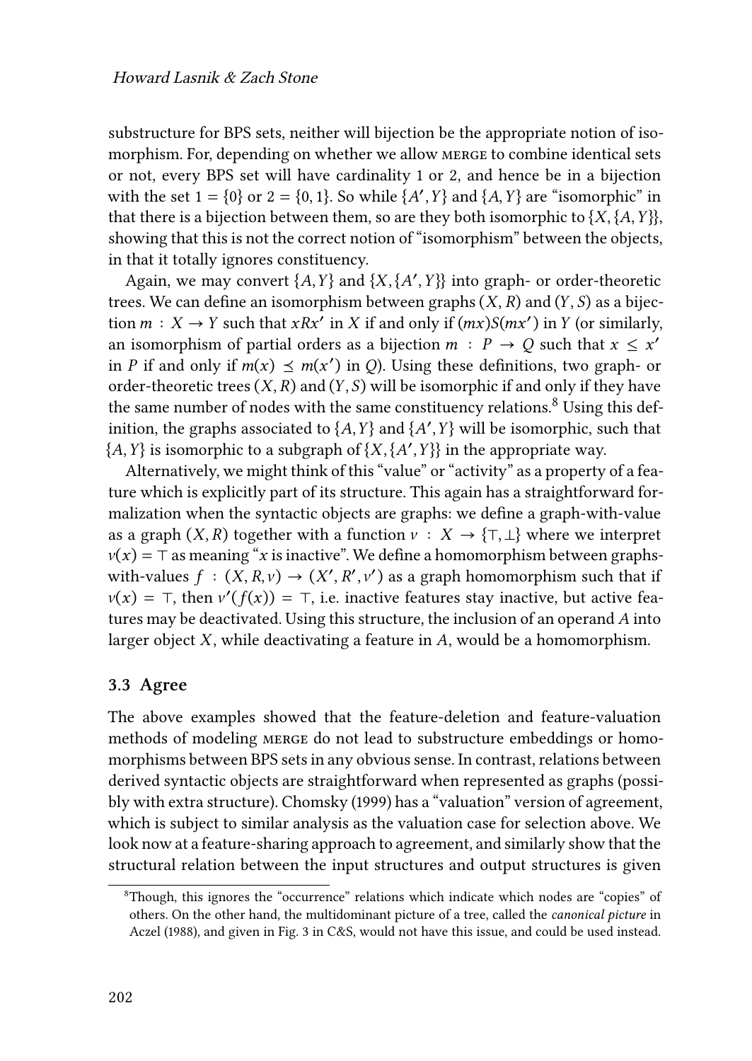substructure for BPS sets, neither will bijection be the appropriate notion of isomorphism. For, depending on whether we allow MERGE to combine identical sets or not, every BPS set will have cardinality 1 or 2, and hence be in a bijection with the set $1 = \{0\}$ or $2 = \{0, 1\}$. So while $\{A', Y\}$ and $\{A, Y\}$ are "isomorphic" in that there is a bijection between them, so are they both isomorphic to $\{X, \{A, Y\}\}$, showing that this is not the correct notion of "isomorphism" between the objects, in that it totally ignores constituency.

Again, we may convert $\{A, Y\}$ and $\{X, \{A', Y\}\}$ into graph- or order-theoretic trees. We can define an isomorphism between graphs $(X, R)$ and $(Y, S)$ as a bijection $m : X \to Y$ such that $xRx'$ in $X$ if and only if $(mx)S(mx')$ in $Y$ (or similarly, an isomorphism of partial orders as a bijection $m : P \to Q$ such that $x \leq x'$ in $P$ if and only if $m(x) \preceq m(x')$ in $Q$). Using these definitions, two graph- or order-theoretic trees $(X, R)$ and $(Y, S)$ will be isomorphic if and only if they have the same number of nodes with the same constituency relations.[8] Using this definition, the graphs associated to $\{A, Y\}$ and $\{A', Y\}$ will be isomorphic, such that $\{A, Y\}$ is isomorphic to a subgraph of $\{X, \{A', Y\}\}$ in the appropriate way.

Alternatively, we might think of this "value" or "activity" as a property of a feature which is explicitly part of its structure. This again has a straightforward formalization when the syntactic objects are graphs: we define a graph-with-value as a graph $(X, R)$ together with a function $v : X \to \{\top, \bot\}$ where we interpret $v(x) = \top$ as meaning "$x$ is inactive". We define a homomorphism between graphs-with-values $f : (X, R, v) \to (X', R', v')$ as a graph homomorphism such that if $v(x) = \top$, then $v'(f(x)) = \top$, i.e. inactive features stay inactive, but active features may be deactivated. Using this structure, the inclusion of an operand $A$ into larger object $X$, while deactivating a feature in $A$, would be a homomorphism.

### 3.3 Agree

The above examples showed that the feature-deletion and feature-valuation methods of modeling MERGE do not lead to substructure embeddings or homomorphisms between BPS sets in any obvious sense. In contrast, relations between derived syntactic objects are straightforward when represented as graphs (possibly with extra structure). Chomsky (1999) has a "valuation" version of agreement, which is subject to similar analysis as the valuation case for selection above. We look now at a feature-sharing approach to agreement, and similarly show that the structural relation between the input structures and output structures is given

[8] Though, this ignores the "occurrence" relations which indicate which nodes are "copies" of others. On the other hand, the multidominant picture of a tree, called the *canonical picture* in Aczel (1988), and given in Fig. 3 in C&S, would not have this issue, and could be used instead.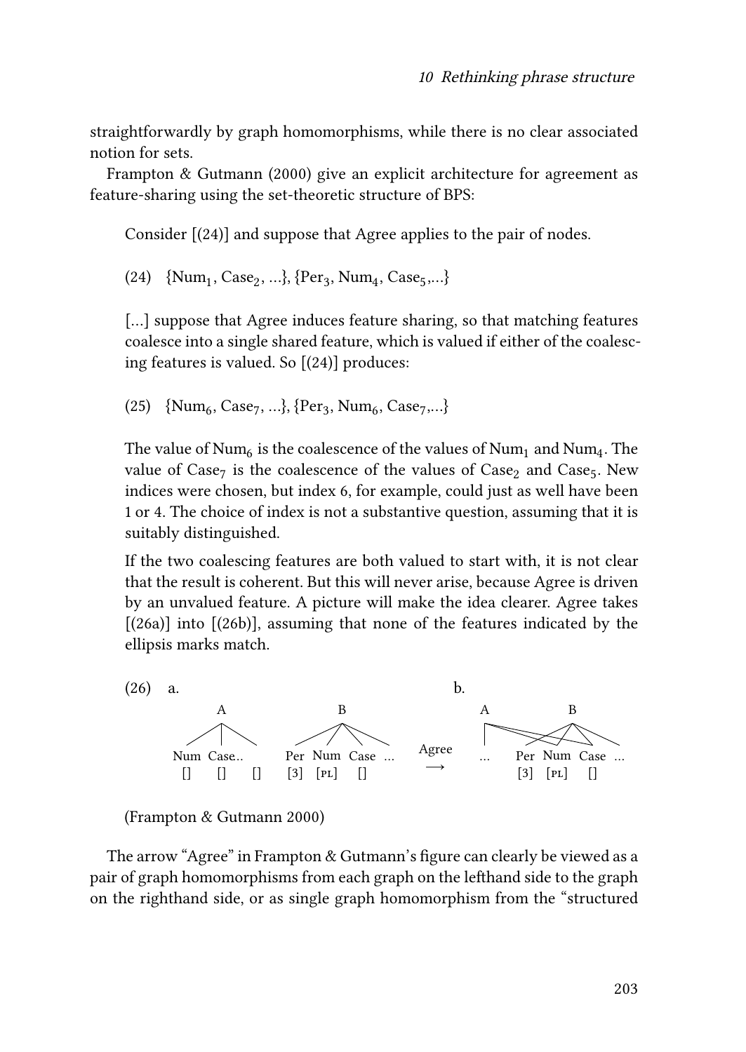straightforwardly by graph homomorphisms, while there is no clear associated notion for sets.

Frampton & Gutmann (2000) give an explicit architecture for agreement as feature-sharing using the set-theoretic structure of BPS:

> Consider [(24)] and suppose that Agree applies to the pair of nodes.
>
> (24) {$\text{Num}_1$, $\text{Case}_2$, ...}, {$\text{Per}_3$, $\text{Num}_4$, $\text{Case}_5$,...}
>
> [...] suppose that Agree induces feature sharing, so that matching features coalesce into a single shared feature, which is valued if either of the coalescing features is valued. So [(24)] produces:
>
> (25) {$\text{Num}_6$, $\text{Case}_7$, ...}, {$\text{Per}_3$, $\text{Num}_6$, $\text{Case}_7$,...}
>
> The value of $\text{Num}_6$ is the coalescence of the values of $\text{Num}_1$ and $\text{Num}_4$. The value of $\text{Case}_7$ is the coalescence of the values of $\text{Case}_2$ and $\text{Case}_5$. New indices were chosen, but index 6, for example, could just as well have been 1 or 4. The choice of index is not a substantive question, assuming that it is suitably distinguished.
>
> If the two coalescing features are both valued to start with, it is not clear that the result is coherent. But this will never arise, because Agree is driven by an unvalued feature. A picture will make the idea clearer. Agree takes [(26a)] into [(26b)], assuming that none of the features indicated by the ellipsis marks match.
>
> (26) a. [A Num [] Case.. [] []] [B Per [3] Num [PL] Case [] ...] $\xrightarrow{\text{Agree}}$ b. [A ...] [B Per [3] Num [PL] Case [] ...] (A's Num and Case branches now connect to B's shared Num and Case nodes)
>
> (Frampton & Gutmann 2000)

The arrow "Agree" in Frampton & Gutmann's figure can clearly be viewed as a pair of graph homomorphisms from each graph on the lefthand side to the graph on the righthand side, or as single graph homomorphism from the "structured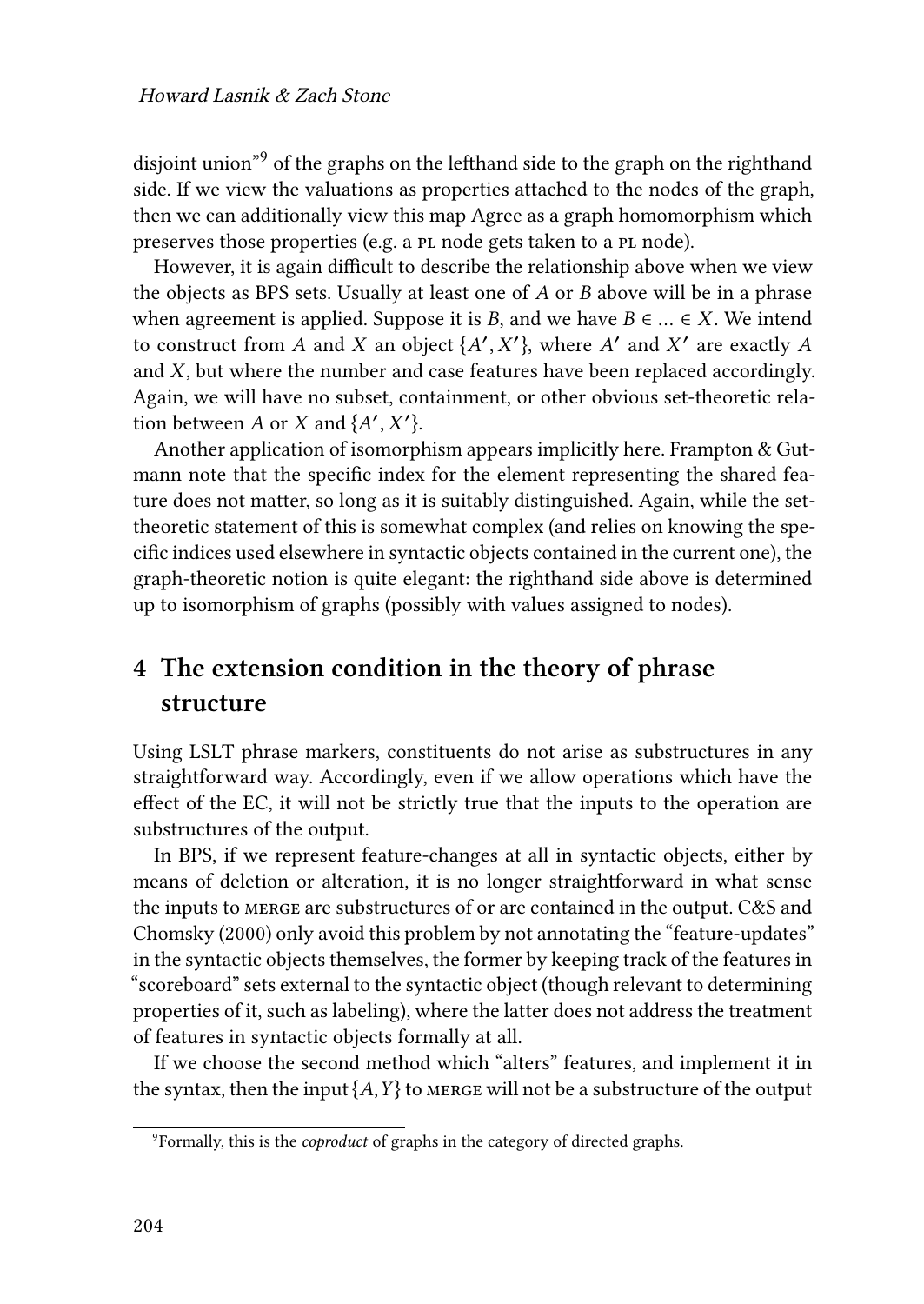disjoint union"[9] of the graphs on the lefthand side to the graph on the righthand side. If we view the valuations as properties attached to the nodes of the graph, then we can additionally view this map Agree as a graph homomorphism which preserves those properties (e.g. a PL node gets taken to a PL node).

However, it is again difficult to describe the relationship above when we view the objects as BPS sets. Usually at least one of $A$ or $B$ above will be in a phrase when agreement is applied. Suppose it is $B$, and we have $B \in \ldots \in X$. We intend to construct from $A$ and $X$ an object $\{A', X'\}$, where $A'$ and $X'$ are exactly $A$ and $X$, but where the number and case features have been replaced accordingly. Again, we will have no subset, containment, or other obvious set-theoretic relation between $A$ or $X$ and $\{A', X'\}$.

Another application of isomorphism appears implicitly here. Frampton & Gutmann note that the specific index for the element representing the shared feature does not matter, so long as it is suitably distinguished. Again, while the set-theoretic statement of this is somewhat complex (and relies on knowing the specific indices used elsewhere in syntactic objects contained in the current one), the graph-theoretic notion is quite elegant: the righthand side above is determined up to isomorphism of graphs (possibly with values assigned to nodes).

## 4 The extension condition in the theory of phrase structure

Using LSLT phrase markers, constituents do not arise as substructures in any straightforward way. Accordingly, even if we allow operations which have the effect of the EC, it will not be strictly true that the inputs to the operation are substructures of the output.

In BPS, if we represent feature-changes at all in syntactic objects, either by means of deletion or alteration, it is no longer straightforward in what sense the inputs to MERGE are substructures of or are contained in the output. C&S and Chomsky (2000) only avoid this problem by not annotating the "feature-updates" in the syntactic objects themselves, the former by keeping track of the features in "scoreboard" sets external to the syntactic object (though relevant to determining properties of it, such as labeling), where the latter does not address the treatment of features in syntactic objects formally at all.

If we choose the second method which "alters" features, and implement it in the syntax, then the input $\{A, Y\}$ to MERGE will not be a substructure of the output

[9] Formally, this is the *coproduct* of graphs in the category of directed graphs.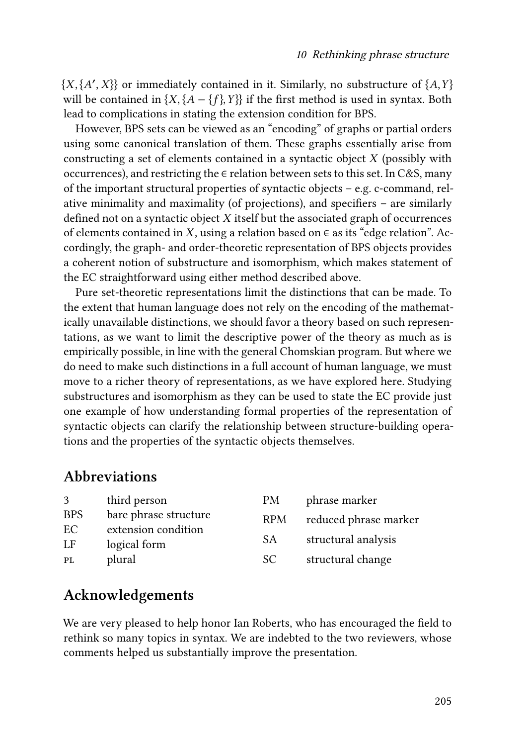$\{X, \{A', X\}\}$ or immediately contained in it. Similarly, no substructure of $\{A, Y\}$ will be contained in $\{X, \{A - \{f\}, Y\}\}$ if the first method is used in syntax. Both lead to complications in stating the extension condition for BPS.

However, BPS sets can be viewed as an "encoding" of graphs or partial orders using some canonical translation of them. These graphs essentially arise from constructing a set of elements contained in a syntactic object $X$ (possibly with occurrences), and restricting the $\in$ relation between sets to this set. In C&S, many of the important structural properties of syntactic objects – e.g. c-command, relative minimality and maximality (of projections), and specifiers – are similarly defined not on a syntactic object $X$ itself but the associated graph of occurrences of elements contained in $X$, using a relation based on $\in$ as its "edge relation". Accordingly, the graph- and order-theoretic representation of BPS objects provides a coherent notion of substructure and isomorphism, which makes statement of the EC straightforward using either method described above.

Pure set-theoretic representations limit the distinctions that can be made. To the extent that human language does not rely on the encoding of the mathematically unavailable distinctions, we should favor a theory based on such representations, as we want to limit the descriptive power of the theory as much as is empirically possible, in line with the general Chomskian program. But where we do need to make such distinctions in a full account of human language, we must move to a richer theory of representations, as we have explored here. Studying substructures and isomorphism as they can be used to state the EC provide just one example of how understanding formal properties of the representation of syntactic objects can clarify the relationship between structure-building operations and the properties of the syntactic objects themselves.

## Abbreviations

| | | | |
|---|---|---|---|
| 3 | third person | PM | phrase marker |
| BPS | bare phrase structure | RPM | reduced phrase marker |
| EC | extension condition | SA | structural analysis |
| LF | logical form | SC | structural change |
| PL | plural | | |

## Acknowledgements

We are very pleased to help honor Ian Roberts, who has encouraged the field to rethink so many topics in syntax. We are indebted to the two reviewers, whose comments helped us substantially improve the presentation.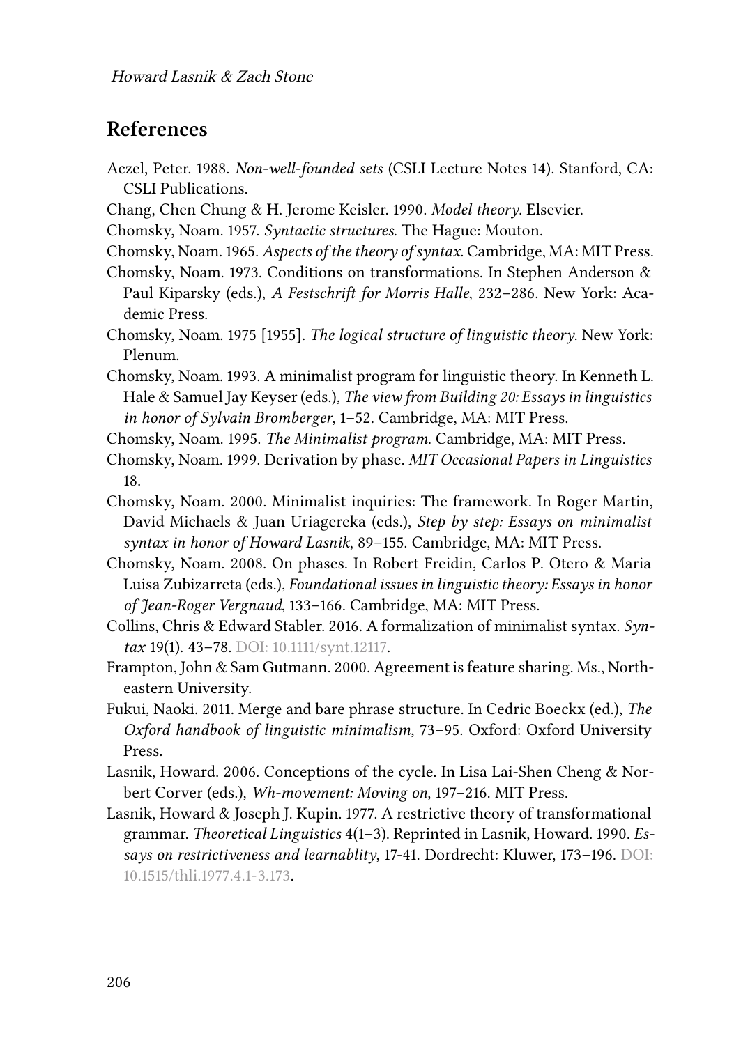## References

Aczel, Peter. 1988. *Non-well-founded sets* (CSLI Lecture Notes 14). Stanford, CA: CSLI Publications.

Chang, Chen Chung & H. Jerome Keisler. 1990. *Model theory*. Elsevier.

Chomsky, Noam. 1957. *Syntactic structures*. The Hague: Mouton.

Chomsky, Noam. 1965. *Aspects of the theory of syntax*. Cambridge, MA: MIT Press.

Chomsky, Noam. 1973. Conditions on transformations. In Stephen Anderson & Paul Kiparsky (eds.), *A Festschrift for Morris Halle*, 232–286. New York: Academic Press.

Chomsky, Noam. 1975 [1955]. *The logical structure of linguistic theory*. New York: Plenum.

Chomsky, Noam. 1993. A minimalist program for linguistic theory. In Kenneth L. Hale & Samuel Jay Keyser (eds.), *The view from Building 20: Essays in linguistics in honor of Sylvain Bromberger*, 1–52. Cambridge, MA: MIT Press.

Chomsky, Noam. 1995. *The Minimalist program*. Cambridge, MA: MIT Press.

Chomsky, Noam. 1999. Derivation by phase. *MIT Occasional Papers in Linguistics* 18.

Chomsky, Noam. 2000. Minimalist inquiries: The framework. In Roger Martin, David Michaels & Juan Uriagereka (eds.), *Step by step: Essays on minimalist syntax in honor of Howard Lasnik*, 89–155. Cambridge, MA: MIT Press.

Chomsky, Noam. 2008. On phases. In Robert Freidin, Carlos P. Otero & Maria Luisa Zubizarreta (eds.), *Foundational issues in linguistic theory: Essays in honor of Jean-Roger Vergnaud*, 133–166. Cambridge, MA: MIT Press.

Collins, Chris & Edward Stabler. 2016. A formalization of minimalist syntax. *Syntax* 19(1). 43–78. DOI: 10.1111/synt.12117.

Frampton, John & Sam Gutmann. 2000. Agreement is feature sharing. Ms., Northeastern University.

Fukui, Naoki. 2011. Merge and bare phrase structure. In Cedric Boeckx (ed.), *The Oxford handbook of linguistic minimalism*, 73–95. Oxford: Oxford University Press.

Lasnik, Howard. 2006. Conceptions of the cycle. In Lisa Lai-Shen Cheng & Norbert Corver (eds.), *Wh-movement: Moving on*, 197–216. MIT Press.

Lasnik, Howard & Joseph J. Kupin. 1977. A restrictive theory of transformational grammar. *Theoretical Linguistics* 4(1–3). Reprinted in Lasnik, Howard. 1990. *Essays on restrictiveness and learnablity*, 17-41. Dordrecht: Kluwer, 173–196. DOI: 10.1515/thli.1977.4.1-3.173.